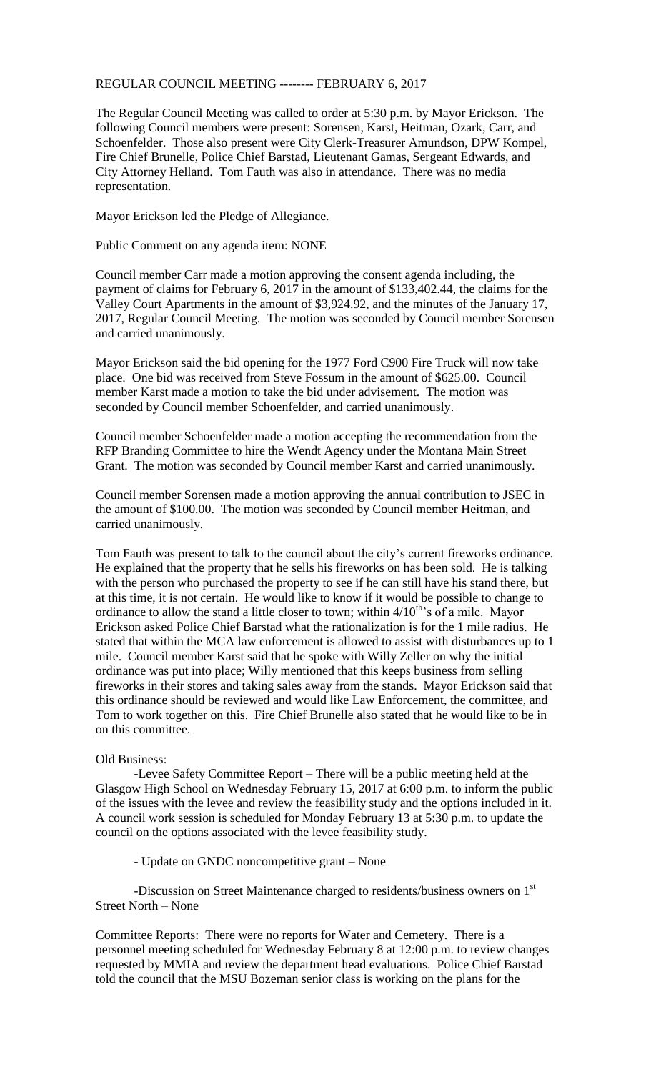REGULAR COUNCIL MEETING -------- FEBRUARY 6, 2017

The Regular Council Meeting was called to order at 5:30 p.m. by Mayor Erickson. The following Council members were present: Sorensen, Karst, Heitman, Ozark, Carr, and Schoenfelder. Those also present were City Clerk-Treasurer Amundson, DPW Kompel, Fire Chief Brunelle, Police Chief Barstad, Lieutenant Gamas, Sergeant Edwards, and City Attorney Helland. Tom Fauth was also in attendance. There was no media representation.

Mayor Erickson led the Pledge of Allegiance.

Public Comment on any agenda item: NONE

Council member Carr made a motion approving the consent agenda including, the payment of claims for February 6, 2017 in the amount of $133,402.44, the claims for the Valley Court Apartments in the amount of $3,924.92, and the minutes of the January 17, 2017, Regular Council Meeting. The motion was seconded by Council member Sorensen and carried unanimously.

Mayor Erickson said the bid opening for the 1977 Ford C900 Fire Truck will now take place. One bid was received from Steve Fossum in the amount of $625.00. Council member Karst made a motion to take the bid under advisement. The motion was seconded by Council member Schoenfelder, and carried unanimously.

Council member Schoenfelder made a motion accepting the recommendation from the RFP Branding Committee to hire the Wendt Agency under the Montana Main Street Grant. The motion was seconded by Council member Karst and carried unanimously.

Council member Sorensen made a motion approving the annual contribution to JSEC in the amount of $100.00. The motion was seconded by Council member Heitman, and carried unanimously.

Tom Fauth was present to talk to the council about the city's current fireworks ordinance. He explained that the property that he sells his fireworks on has been sold. He is talking with the person who purchased the property to see if he can still have his stand there, but at this time, it is not certain. He would like to know if it would be possible to change to ordinance to allow the stand a little closer to town; within 4/10th's of a mile. Mayor Erickson asked Police Chief Barstad what the rationalization is for the 1 mile radius. He stated that within the MCA law enforcement is allowed to assist with disturbances up to 1 mile. Council member Karst said that he spoke with Willy Zeller on why the initial ordinance was put into place; Willy mentioned that this keeps business from selling fireworks in their stores and taking sales away from the stands. Mayor Erickson said that this ordinance should be reviewed and would like Law Enforcement, the committee, and Tom to work together on this. Fire Chief Brunelle also stated that he would like to be in on this committee.

Old Business:

-Levee Safety Committee Report – There will be a public meeting held at the Glasgow High School on Wednesday February 15, 2017 at 6:00 p.m. to inform the public of the issues with the levee and review the feasibility study and the options included in it. A council work session is scheduled for Monday February 13 at 5:30 p.m. to update the council on the options associated with the levee feasibility study.

- Update on GNDC noncompetitive grant – None

-Discussion on Street Maintenance charged to residents/business owners on 1st Street North – None

Committee Reports: There were no reports for Water and Cemetery. There is a personnel meeting scheduled for Wednesday February 8 at 12:00 p.m. to review changes requested by MMIA and review the department head evaluations. Police Chief Barstad told the council that the MSU Bozeman senior class is working on the plans for the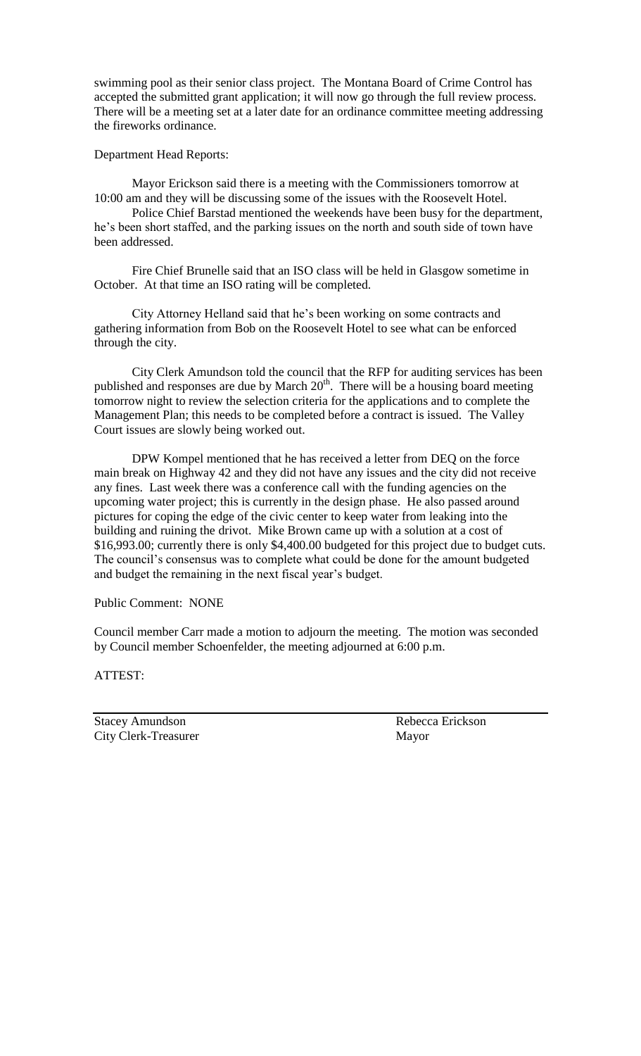swimming pool as their senior class project. The Montana Board of Crime Control has accepted the submitted grant application; it will now go through the full review process. There will be a meeting set at a later date for an ordinance committee meeting addressing the fireworks ordinance.

Department Head Reports:

Mayor Erickson said there is a meeting with the Commissioners tomorrow at 10:00 am and they will be discussing some of the issues with the Roosevelt Hotel.

Police Chief Barstad mentioned the weekends have been busy for the department, he's been short staffed, and the parking issues on the north and south side of town have been addressed.

Fire Chief Brunelle said that an ISO class will be held in Glasgow sometime in October. At that time an ISO rating will be completed.

City Attorney Helland said that he's been working on some contracts and gathering information from Bob on the Roosevelt Hotel to see what can be enforced through the city.

City Clerk Amundson told the council that the RFP for auditing services has been published and responses are due by March 20th. There will be a housing board meeting tomorrow night to review the selection criteria for the applications and to complete the Management Plan; this needs to be completed before a contract is issued. The Valley Court issues are slowly being worked out.

DPW Kompel mentioned that he has received a letter from DEQ on the force main break on Highway 42 and they did not have any issues and the city did not receive any fines. Last week there was a conference call with the funding agencies on the upcoming water project; this is currently in the design phase. He also passed around pictures for coping the edge of the civic center to keep water from leaking into the building and ruining the drivot. Mike Brown came up with a solution at a cost of $16,993.00; currently there is only $4,400.00 budgeted for this project due to budget cuts. The council's consensus was to complete what could be done for the amount budgeted and budget the remaining in the next fiscal year's budget.

Public Comment: NONE

Council member Carr made a motion to adjourn the meeting. The motion was seconded by Council member Schoenfelder, the meeting adjourned at 6:00 p.m.

ATTEST:

Stacey Amundson
City Clerk-Treasurer

Rebecca Erickson
Mayor